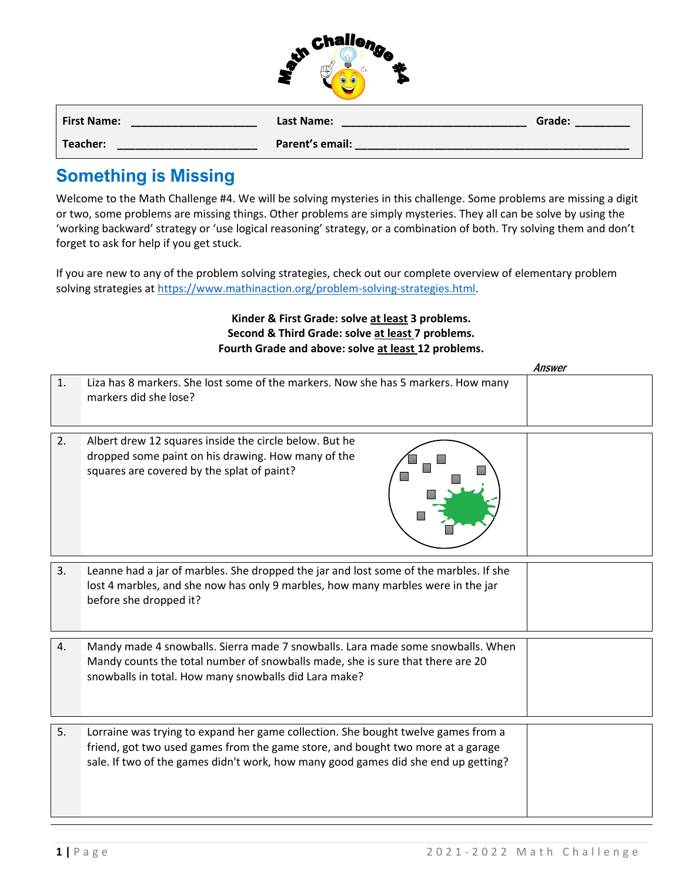Math Challenge #4

| First Name: ____________________ | Last Name: ____________________________ | Grade: ________ |
|---|---|---|
| Teacher: ______________________ | Parent's email: ___________________________________________ | |

## Something is Missing

Welcome to the Math Challenge #4. We will be solving mysteries in this challenge. Some problems are missing a digit or two, some problems are missing things. Other problems are simply mysteries. They all can be solve by using the 'working backward' strategy or 'use logical reasoning' strategy, or a combination of both. Try solving them and don't forget to ask for help if you get stuck.

If you are new to any of the problem solving strategies, check out our complete overview of elementary problem solving strategies at https://www.mathinaction.org/problem-solving-strategies.html.

**Kinder & First Grade: solve at least 3 problems.**
**Second & Third Grade: solve at least 7 problems.**
**Fourth Grade and above: solve at least 12 problems.**

| # | Problem | *Answer* |
|---|---|---|
| 1. | Liza has 8 markers. She lost some of the markers. Now she has 5 markers. How many markers did she lose? | |
| 2. | Albert drew 12 squares inside the circle below. But he dropped some paint on his drawing. How many of the squares are covered by the splat of paint? | |
| 3. | Leanne had a jar of marbles. She dropped the jar and lost some of the marbles. If she lost 4 marbles, and she now has only 9 marbles, how many marbles were in the jar before she dropped it? | |
| 4. | Mandy made 4 snowballs. Sierra made 7 snowballs. Lara made some snowballs. When Mandy counts the total number of snowballs made, she is sure that there are 20 snowballs in total. How many snowballs did Lara make? | |
| 5. | Lorraine was trying to expand her game collection. She bought twelve games from a friend, got two used games from the game store, and bought two more at a garage sale. If two of the games didn't work, how many good games did she end up getting? | |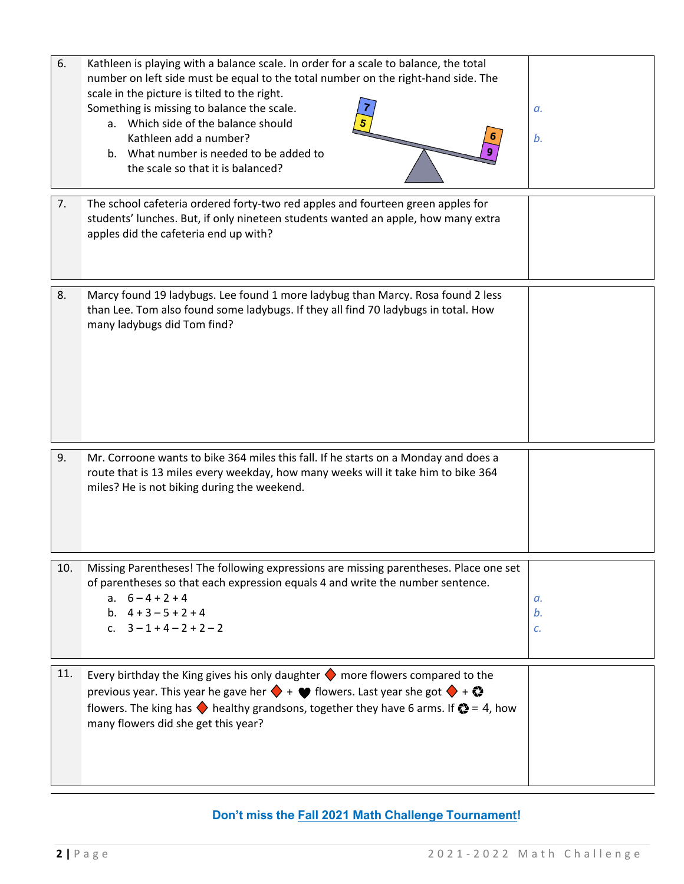| | | |
|---|---|---|
| 6. | Kathleen is playing with a balance scale. In order for a scale to balance, the total number on left side must be equal to the total number on the right-hand side. The scale in the picture is tilted to the right.<br>Something is missing to balance the scale.<br>a. Which side of the balance should Kathleen add a number?<br>b. What number is needed to be added to the scale so that it is balanced? | *a.*<br><br>*b.* |
| 7. | The school cafeteria ordered forty-two red apples and fourteen green apples for students' lunches. But, if only nineteen students wanted an apple, how many extra apples did the cafeteria end up with? | |
| 8. | Marcy found 19 ladybugs. Lee found 1 more ladybug than Marcy. Rosa found 2 less than Lee. Tom also found some ladybugs. If they all find 70 ladybugs in total. How many ladybugs did Tom find? | |
| 9. | Mr. Corroone wants to bike 364 miles this fall. If he starts on a Monday and does a route that is 13 miles every weekday, how many weeks will it take him to bike 364 miles? He is not biking during the weekend. | |
| 10. | Missing Parentheses! The following expressions are missing parentheses. Place one set of parentheses so that each expression equals 4 and write the number sentence.<br>a. $6 - 4 + 2 + 4$<br>b. $4 + 3 - 5 + 2 + 4$<br>c. $3 - 1 + 4 - 2 + 2 - 2$ | *a.*<br>*b.*<br>*c.* |
| 11. | Every birthday the King gives his only daughter ♦ more flowers compared to the previous year. This year he gave her ♦ + ♥ flowers. Last year she got ♦ + ✪ flowers. The king has ♦ healthy grandsons, together they have 6 arms. If ✪ = 4, how many flowers did she get this year? | |

**Don't miss the Fall 2021 Math Challenge Tournament!**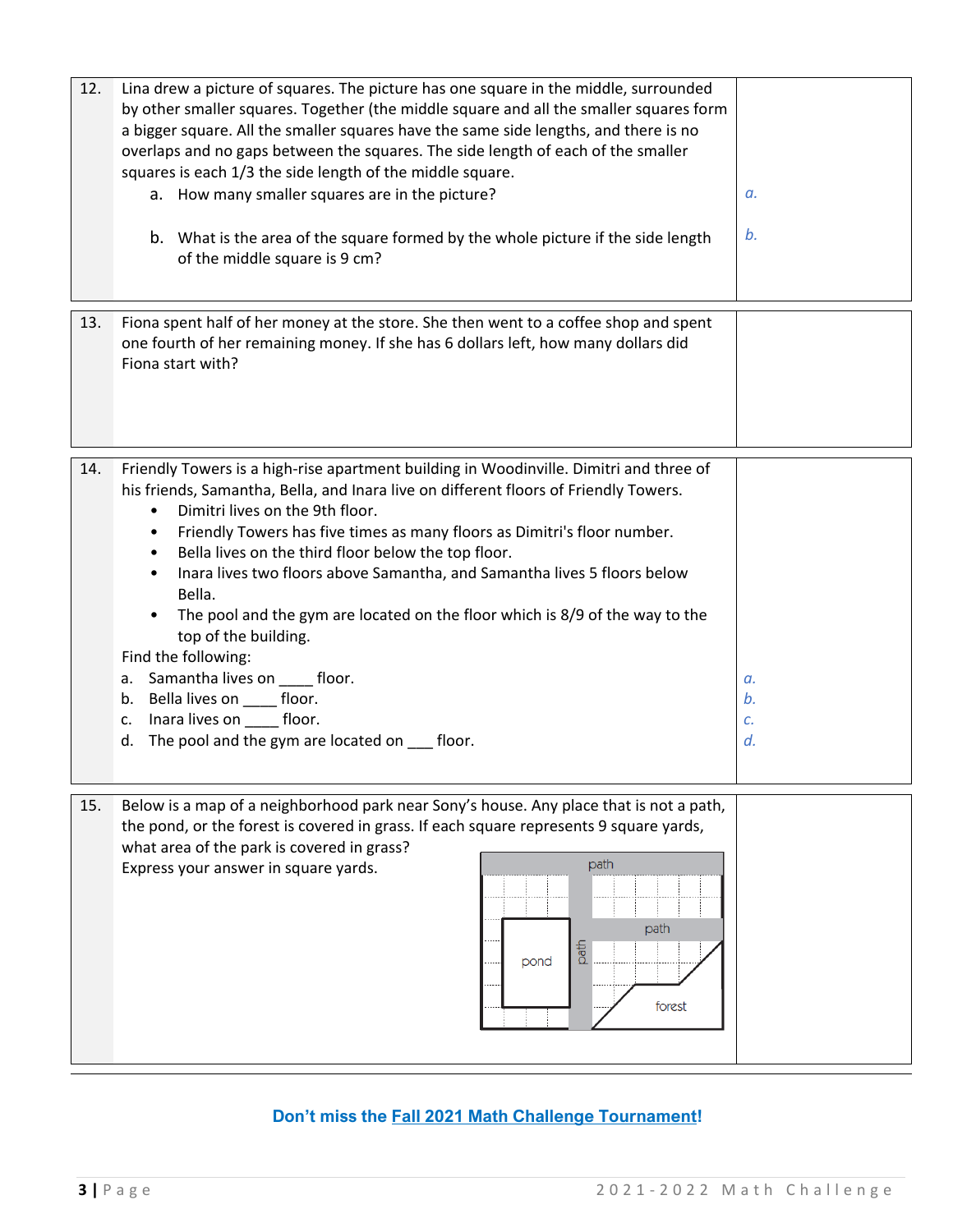| | | |
|---|---|---|
| 12. | Lina drew a picture of squares. The picture has one square in the middle, surrounded by other smaller squares. Together (the middle square and all the smaller squares form a bigger square. All the smaller squares have the same side lengths, and there is no overlaps and no gaps between the squares. The side length of each of the smaller squares is each 1/3 the side length of the middle square.<br>a. How many smaller squares are in the picture?<br>b. What is the area of the square formed by the whole picture if the side length of the middle square is 9 cm? | *a.*<br>*b.* |
| 13. | Fiona spent half of her money at the store. She then went to a coffee shop and spent one fourth of her remaining money. If she has 6 dollars left, how many dollars did Fiona start with? | |
| 14. | Friendly Towers is a high-rise apartment building in Woodinville. Dimitri and three of his friends, Samantha, Bella, and Inara live on different floors of Friendly Towers.<br>• Dimitri lives on the 9th floor.<br>• Friendly Towers has five times as many floors as Dimitri's floor number.<br>• Bella lives on the third floor below the top floor.<br>• Inara lives two floors above Samantha, and Samantha lives 5 floors below Bella.<br>• The pool and the gym are located on the floor which is 8/9 of the way to the top of the building.<br>Find the following:<br>a. Samantha lives on ____ floor.<br>b. Bella lives on ____ floor.<br>c. Inara lives on ____ floor.<br>d. The pool and the gym are located on ___ floor. | *a.*<br>*b.*<br>*c.*<br>*d.* |
| 15. | Below is a map of a neighborhood park near Sony's house. Any place that is not a path, the pond, or the forest is covered in grass. If each square represents 9 square yards, what area of the park is covered in grass?<br>Express your answer in square yards.<br>[Map labels: path, path, path, pond, forest] | |

**Don't miss the [Fall 2021 Math Challenge Tournament](#)!**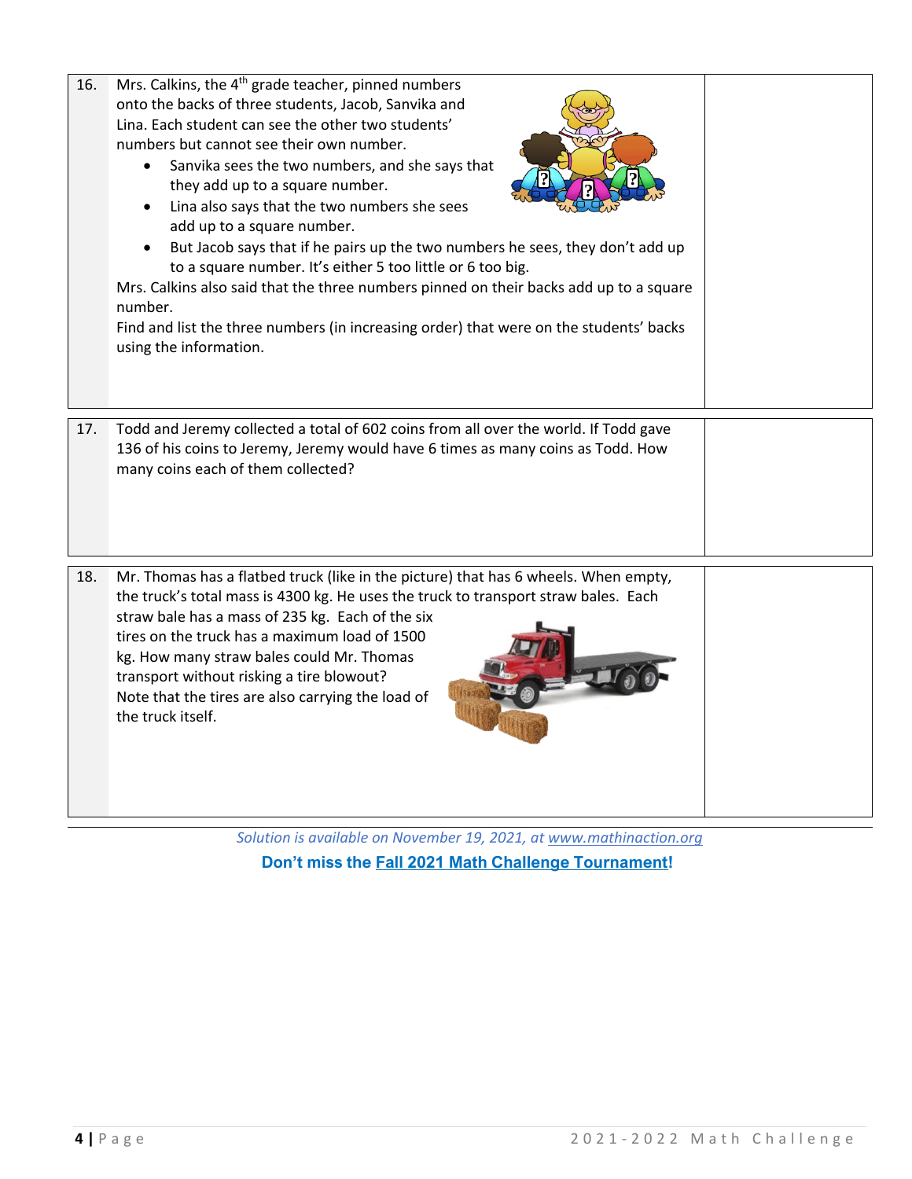| | | |
|---|---|---|
| 16. | Mrs. Calkins, the 4th grade teacher, pinned numbers onto the backs of three students, Jacob, Sanvika and Lina. Each student can see the other two students' numbers but cannot see their own number.<br>• Sanvika sees the two numbers, and she says that they add up to a square number.<br>• Lina also says that the two numbers she sees add up to a square number.<br>• But Jacob says that if he pairs up the two numbers he sees, they don't add up to a square number. It's either 5 too little or 6 too big.<br>Mrs. Calkins also said that the three numbers pinned on their backs add up to a square number.<br>Find and list the three numbers (in increasing order) that were on the students' backs using the information. | |
| 17. | Todd and Jeremy collected a total of 602 coins from all over the world. If Todd gave 136 of his coins to Jeremy, Jeremy would have 6 times as many coins as Todd. How many coins each of them collected? | |
| 18. | Mr. Thomas has a flatbed truck (like in the picture) that has 6 wheels. When empty, the truck's total mass is 4300 kg. He uses the truck to transport straw bales. Each straw bale has a mass of 235 kg. Each of the six tires on the truck has a maximum load of 1500 kg. How many straw bales could Mr. Thomas transport without risking a tire blowout?<br>Note that the tires are also carrying the load of the truck itself. | |

*Solution is available on November 19, 2021, at www.mathinaction.org*

**Don't miss the Fall 2021 Math Challenge Tournament!**